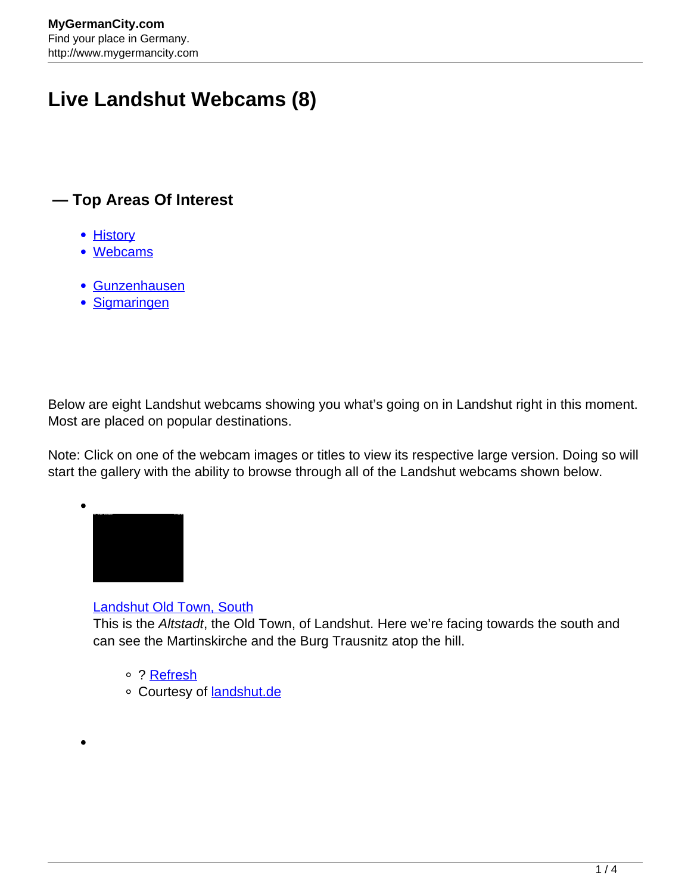# Live Landshut Webcams (8)

## — Top Areas Of Interest

- History
- Webcams

- Gunzenhausen
- Sigmaringen

Below are eight Landshut webcams showing you what's going on in Landshut right in this moment. Most are placed on popular destinations.

Note: Click on one of the webcam images or titles to view its respective large version. Doing so will start the gallery with the ability to browse through all of the Landshut webcams shown below.

- Landshut Old Town, South
  This is the *Altstadt*, the Old Town, of Landshut. Here we're facing towards the south and can see the Martinskirche and the Burg Trausnitz atop the hill.
  - ? Refresh
  - Courtesy of landshut.de

-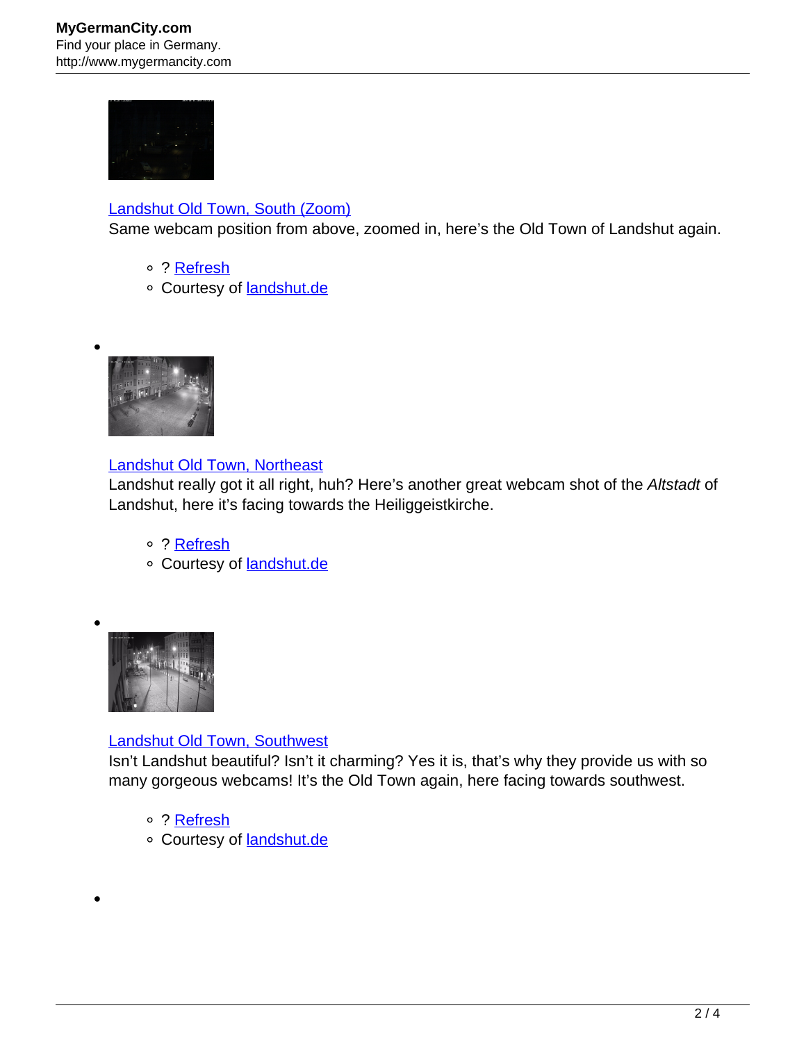[Landshut Old Town, South (Zoom)](#)
Same webcam position from above, zoomed in, here's the Old Town of Landshut again.

- ? [Refresh](#)
- Courtesy of [landshut.de](#)

- 

[Landshut Old Town, Northeast](#)
Landshut really got it all right, huh? Here's another great webcam shot of the *Altstadt* of Landshut, here it's facing towards the Heiliggeistkirche.

- ? [Refresh](#)
- Courtesy of [landshut.de](#)

- 

[Landshut Old Town, Southwest](#)
Isn't Landshut beautiful? Isn't it charming? Yes it is, that's why they provide us with so many gorgeous webcams! It's the Old Town again, here facing towards southwest.

- ? [Refresh](#)
- Courtesy of [landshut.de](#)

-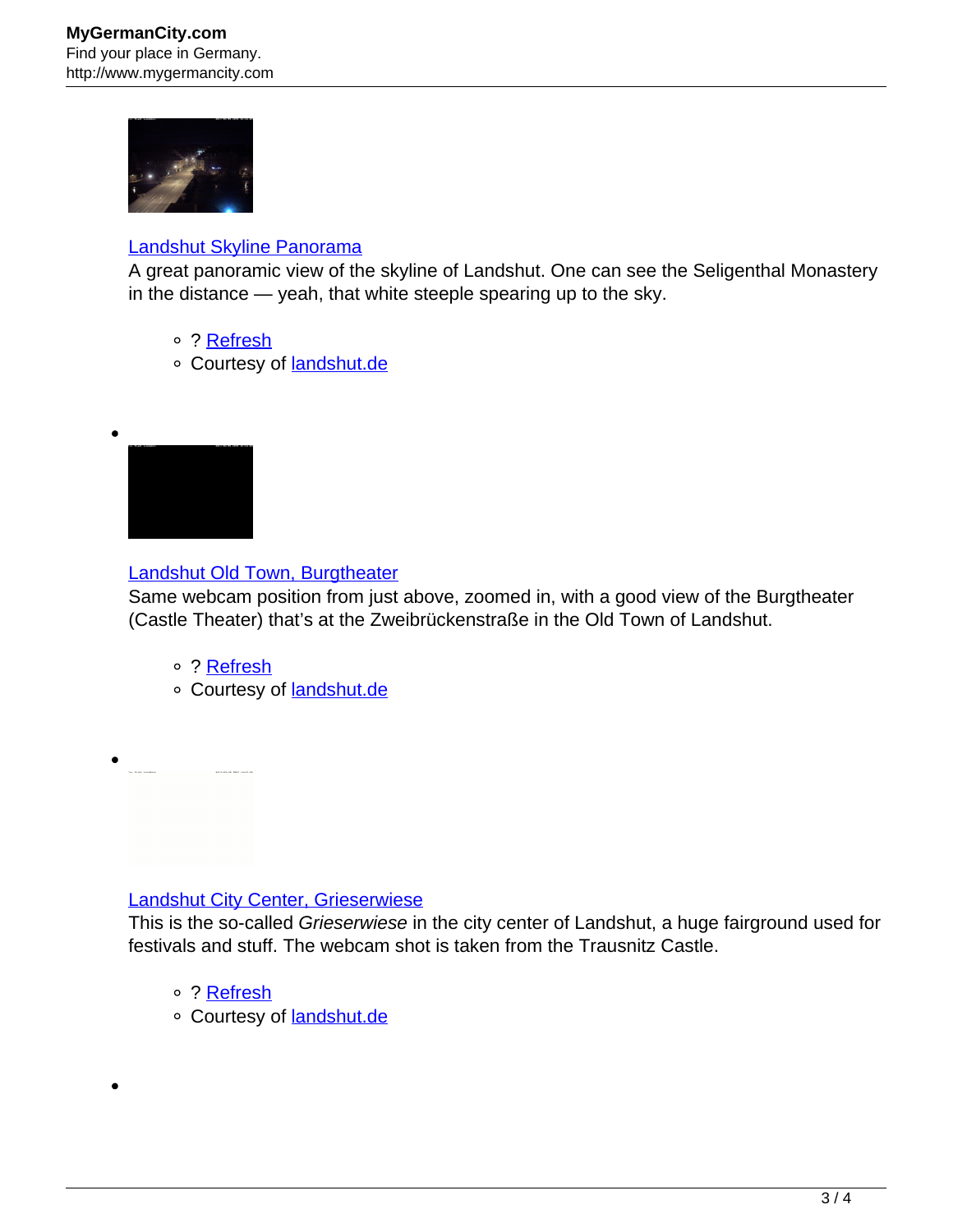[Landshut Skyline Panorama](#)
A great panoramic view of the skyline of Landshut. One can see the Seligenthal Monastery in the distance — yeah, that white steeple spearing up to the sky.

- ? [Refresh](#)
- Courtesy of [landshut.de](#)

- [Landshut Old Town, Burgtheater](#)
  Same webcam position from just above, zoomed in, with a good view of the Burgtheater (Castle Theater) that's at the Zweibrückenstraße in the Old Town of Landshut.

  - ? [Refresh](#)
  - Courtesy of [landshut.de](#)

- [Landshut City Center, Grieserwiese](#)
  This is the so-called *Grieserwiese* in the city center of Landshut, a huge fairground used for festivals and stuff. The webcam shot is taken from the Trausnitz Castle.

  - ? [Refresh](#)
  - Courtesy of [landshut.de](#)

-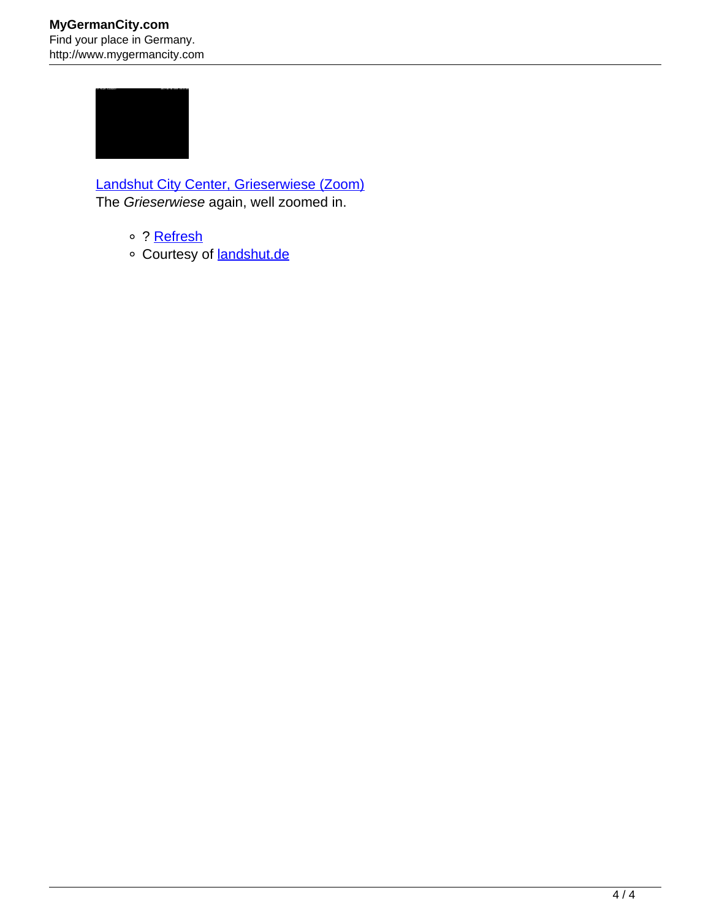[Landshut City Center, Grieserwiese (Zoom)]

The *Grieserwiese* again, well zoomed in.

- ? [Refresh]
- Courtesy of [landshut.de]